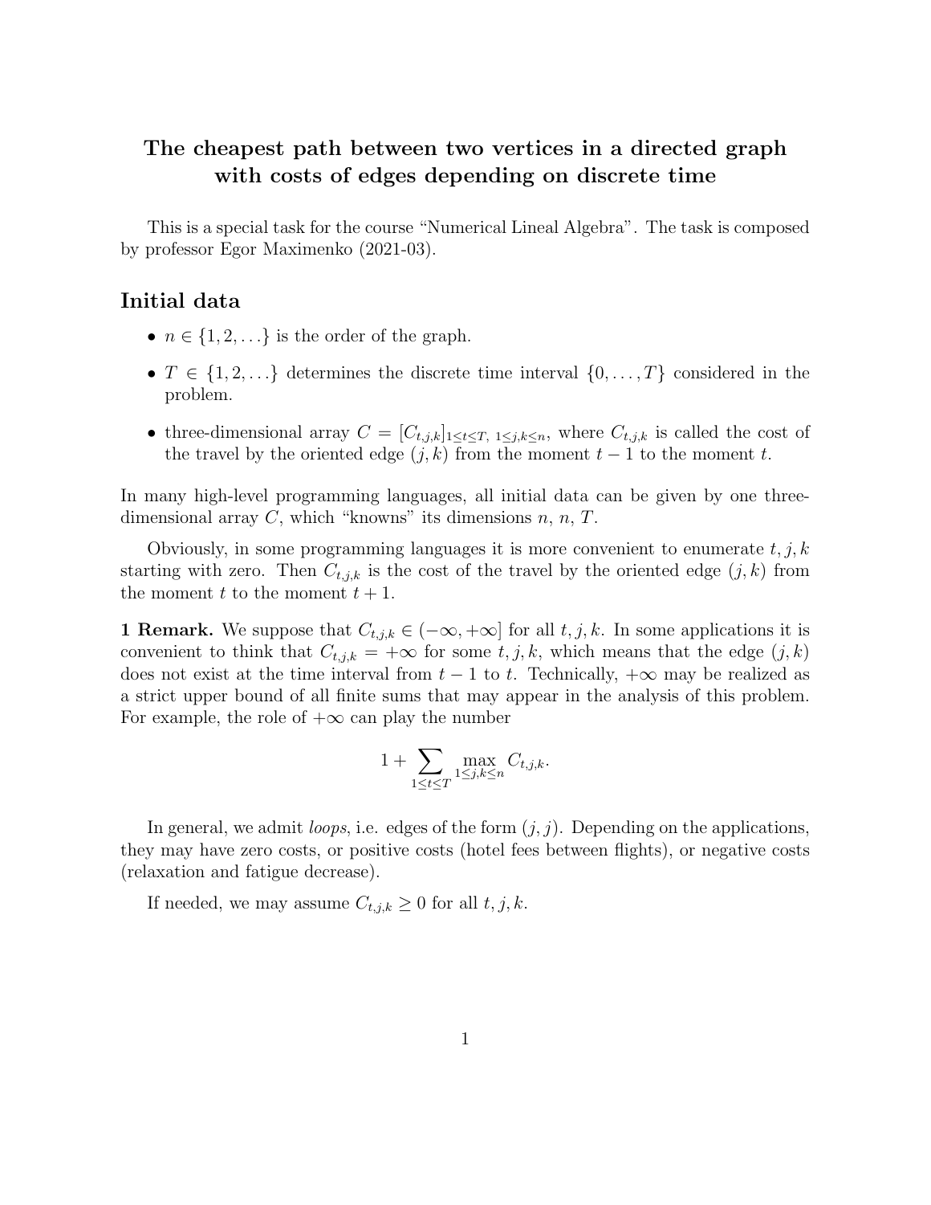# The cheapest path between two vertices in a directed graph with costs of edges depending on discrete time

This is a special task for the course "Numerical Lineal Algebra". The task is composed by professor Egor Maximenko (2021-03).

## Initial data

- $n \in \{1, 2, \ldots\}$ is the order of the graph.
- $T \in \{1, 2, \ldots\}$ determines the discrete time interval $\{0, \ldots, T\}$ considered in the problem.
- three-dimensional array $C = [C_{t,j,k}]_{1 \le t \le T,\ 1 \le j,k \le n}$, where $C_{t,j,k}$ is called the cost of the travel by the oriented edge $(j, k)$ from the moment $t - 1$ to the moment $t$.

In many high-level programming languages, all initial data can be given by one three-dimensional array $C$, which "knowns" its dimensions $n$, $n$, $T$.

Obviously, in some programming languages it is more convenient to enumerate $t, j, k$ starting with zero. Then $C_{t,j,k}$ is the cost of the travel by the oriented edge $(j, k)$ from the moment $t$ to the moment $t + 1$.

**1 Remark.** We suppose that $C_{t,j,k} \in (-\infty, +\infty]$ for all $t, j, k$. In some applications it is convenient to think that $C_{t,j,k} = +\infty$ for some $t, j, k$, which means that the edge $(j, k)$ does not exist at the time interval from $t - 1$ to $t$. Technically, $+\infty$ may be realized as a strict upper bound of all finite sums that may appear in the analysis of this problem. For example, the role of $+\infty$ can play the number

$$1 + \sum_{1 \le t \le T} \max_{1 \le j,k \le n} C_{t,j,k}.$$

In general, we admit *loops*, i.e. edges of the form $(j, j)$. Depending on the applications, they may have zero costs, or positive costs (hotel fees between flights), or negative costs (relaxation and fatigue decrease).

If needed, we may assume $C_{t,j,k} \ge 0$ for all $t, j, k$.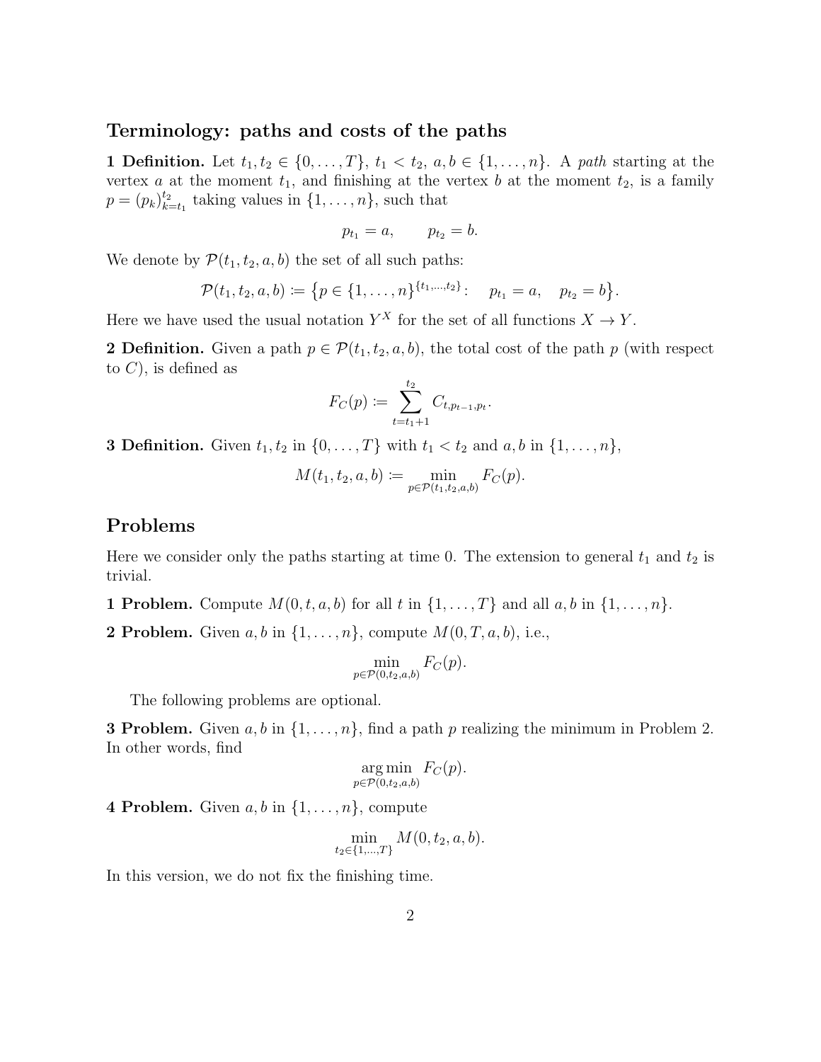## Terminology: paths and costs of the paths

**1 Definition.** Let $t_1, t_2 \in \{0, \ldots, T\}$, $t_1 < t_2$, $a, b \in \{1, \ldots, n\}$. A *path* starting at the vertex $a$ at the moment $t_1$, and finishing at the vertex $b$ at the moment $t_2$, is a family $p = (p_k)_{k=t_1}^{t_2}$ taking values in $\{1, \ldots, n\}$, such that

$$p_{t_1} = a, \qquad p_{t_2} = b.$$

We denote by $\mathcal{P}(t_1, t_2, a, b)$ the set of all such paths:

$$\mathcal{P}(t_1, t_2, a, b) \coloneqq \left\{ p \in \{1, \ldots, n\}^{\{t_1, \ldots, t_2\}} \colon \quad p_{t_1} = a, \quad p_{t_2} = b \right\}.$$

Here we have used the usual notation $Y^X$ for the set of all functions $X \to Y$.

**2 Definition.** Given a path $p \in \mathcal{P}(t_1, t_2, a, b)$, the total cost of the path $p$ (with respect to $C$), is defined as

$$F_C(p) \coloneqq \sum_{t=t_1+1}^{t_2} C_{t, p_{t-1}, p_t}.$$

**3 Definition.** Given $t_1, t_2$ in $\{0, \ldots, T\}$ with $t_1 < t_2$ and $a, b$ in $\{1, \ldots, n\}$,

$$M(t_1, t_2, a, b) \coloneqq \min_{p \in \mathcal{P}(t_1, t_2, a, b)} F_C(p).$$

## Problems

Here we consider only the paths starting at time 0. The extension to general $t_1$ and $t_2$ is trivial.

**1 Problem.** Compute $M(0, t, a, b)$ for all $t$ in $\{1, \ldots, T\}$ and all $a, b$ in $\{1, \ldots, n\}$.

**2 Problem.** Given $a, b$ in $\{1, \ldots, n\}$, compute $M(0, T, a, b)$, i.e.,

$$\min_{p \in \mathcal{P}(0, t_2, a, b)} F_C(p).$$

The following problems are optional.

**3 Problem.** Given $a, b$ in $\{1, \ldots, n\}$, find a path $p$ realizing the minimum in Problem 2. In other words, find

$$\operatorname*{arg\,min}_{p \in \mathcal{P}(0, t_2, a, b)} F_C(p).$$

**4 Problem.** Given $a, b$ in $\{1, \ldots, n\}$, compute

$$\min_{t_2 \in \{1, \ldots, T\}} M(0, t_2, a, b).$$

In this version, we do not fix the finishing time.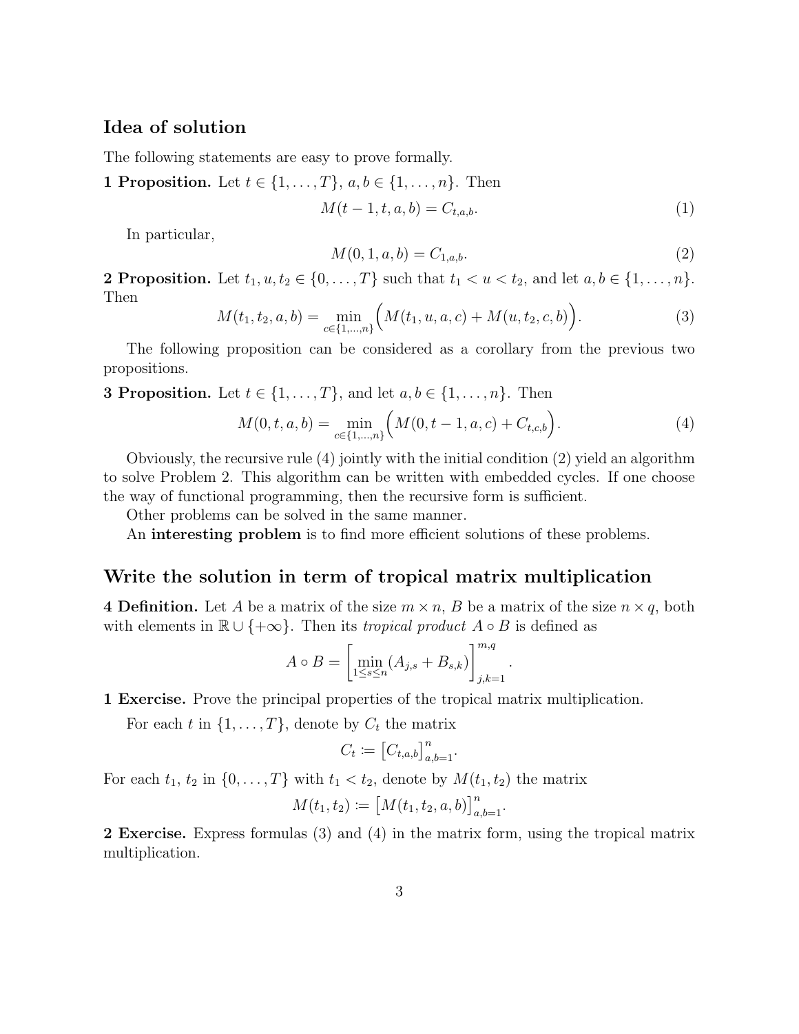## Idea of solution

The following statements are easy to prove formally.

**1 Proposition.** Let $t \in \{1, \dots, T\}$, $a, b \in \{1, \dots, n\}$. Then

$$M(t-1, t, a, b) = C_{t,a,b}. \tag{1}$$

In particular,

$$M(0, 1, a, b) = C_{1,a,b}. \tag{2}$$

**2 Proposition.** Let $t_1, u, t_2 \in \{0, \dots, T\}$ such that $t_1 < u < t_2$, and let $a, b \in \{1, \dots, n\}$. Then

$$M(t_1, t_2, a, b) = \min_{c \in \{1,\dots,n\}} \Big( M(t_1, u, a, c) + M(u, t_2, c, b) \Big). \tag{3}$$

The following proposition can be considered as a corollary from the previous two propositions.

**3 Proposition.** Let $t \in \{1, \dots, T\}$, and let $a, b \in \{1, \dots, n\}$. Then

$$M(0, t, a, b) = \min_{c \in \{1,\dots,n\}} \Big( M(0, t-1, a, c) + C_{t,c,b} \Big). \tag{4}$$

Obviously, the recursive rule (4) jointly with the initial condition (2) yield an algorithm to solve Problem 2. This algorithm can be written with embedded cycles. If one choose the way of functional programming, then the recursive form is sufficient.

Other problems can be solved in the same manner.

An **interesting problem** is to find more efficient solutions of these problems.

## Write the solution in term of tropical matrix multiplication

**4 Definition.** Let $A$ be a matrix of the size $m \times n$, $B$ be a matrix of the size $n \times q$, both with elements in $\mathbb{R} \cup \{+\infty\}$. Then its *tropical product* $A \circ B$ is defined as

$$A \circ B = \left[ \min_{1 \le s \le n} (A_{j,s} + B_{s,k}) \right]_{j,k=1}^{m,q}.$$

**1 Exercise.** Prove the principal properties of the tropical matrix multiplication.

For each $t$ in $\{1, \dots, T\}$, denote by $C_t$ the matrix

$$C_t := \big[ C_{t,a,b} \big]_{a,b=1}^{n}.$$

For each $t_1$, $t_2$ in $\{0, \dots, T\}$ with $t_1 < t_2$, denote by $M(t_1, t_2)$ the matrix

$$M(t_1, t_2) := \big[ M(t_1, t_2, a, b) \big]_{a,b=1}^{n}.$$

**2 Exercise.** Express formulas (3) and (4) in the matrix form, using the tropical matrix multiplication.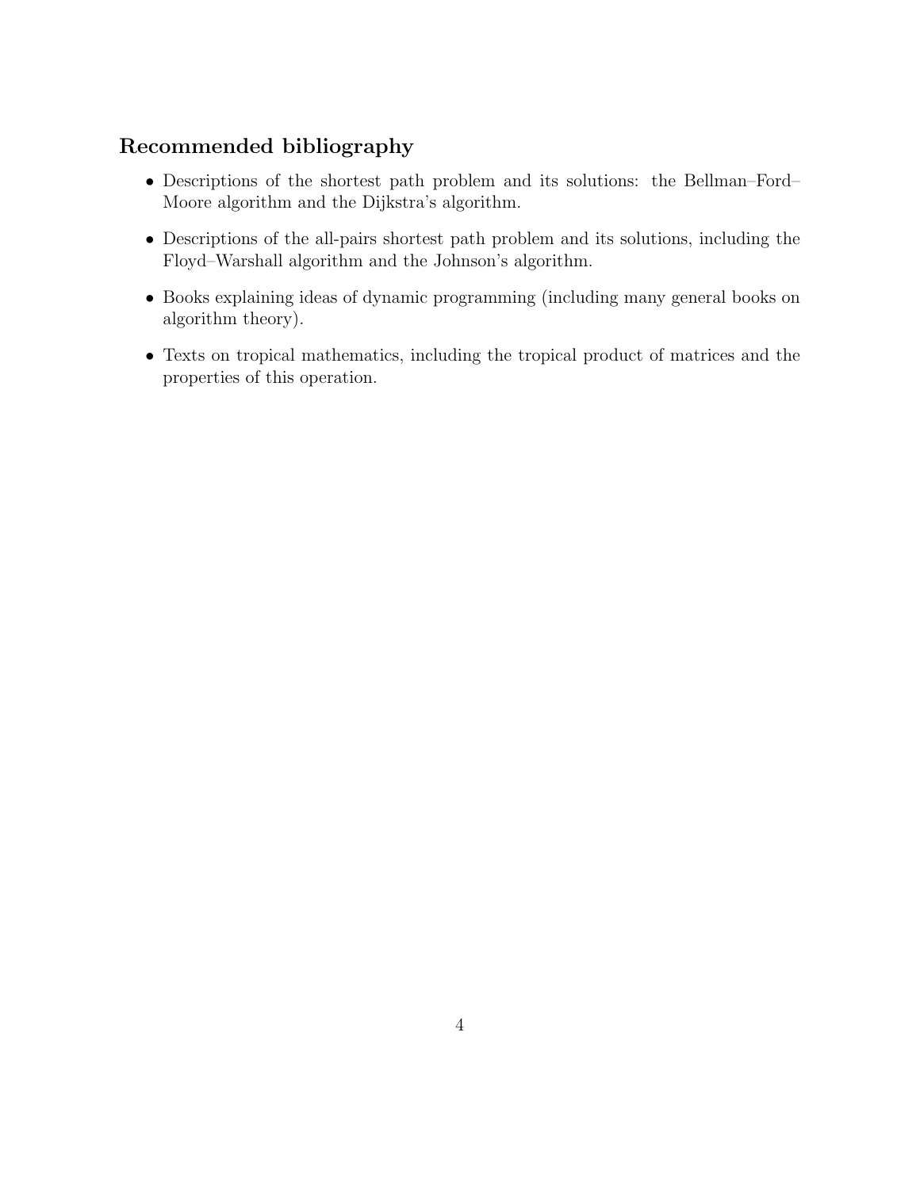## Recommended bibliography

- Descriptions of the shortest path problem and its solutions: the Bellman–Ford–Moore algorithm and the Dijkstra's algorithm.
- Descriptions of the all-pairs shortest path problem and its solutions, including the Floyd–Warshall algorithm and the Johnson's algorithm.
- Books explaining ideas of dynamic programming (including many general books on algorithm theory).
- Texts on tropical mathematics, including the tropical product of matrices and the properties of this operation.